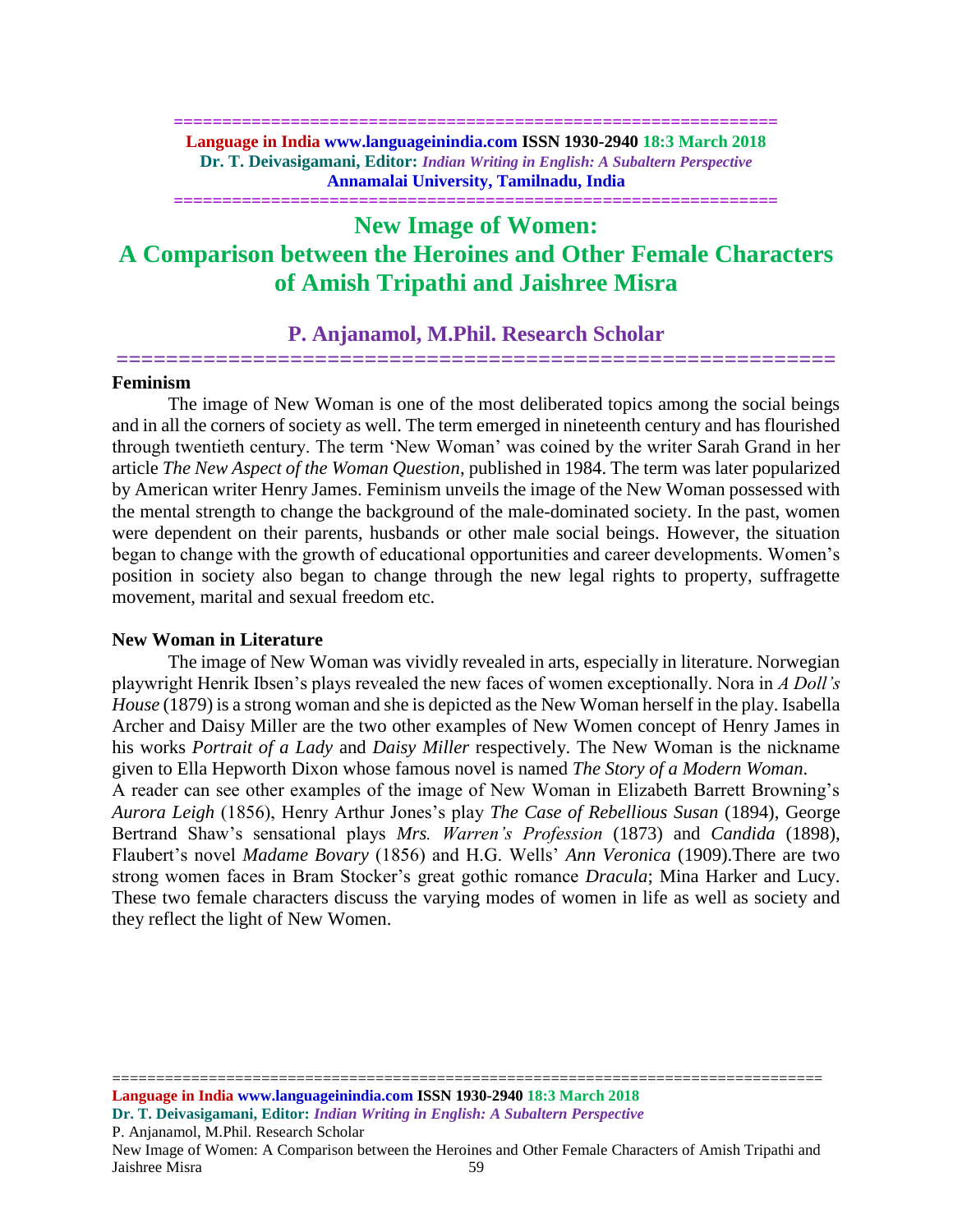# New Image of Women: A Comparison between the Heroines and Other Female Characters of Amish Tripathi and Jaishree Misra

## P. Anjanamol, M.Phil. Research Scholar

### Feminism

The image of New Woman is one of the most deliberated topics among the social beings and in all the corners of society as well. The term emerged in nineteenth century and has flourished through twentieth century. The term 'New Woman' was coined by the writer Sarah Grand in her article *The New Aspect of the Woman Question*, published in 1984. The term was later popularized by American writer Henry James. Feminism unveils the image of the New Woman possessed with the mental strength to change the background of the male-dominated society. In the past, women were dependent on their parents, husbands or other male social beings. However, the situation began to change with the growth of educational opportunities and career developments. Women's position in society also began to change through the new legal rights to property, suffragette movement, marital and sexual freedom etc.

### New Woman in Literature

The image of New Woman was vividly revealed in arts, especially in literature. Norwegian playwright Henrik Ibsen's plays revealed the new faces of women exceptionally. Nora in *A Doll's House* (1879) is a strong woman and she is depicted as the New Woman herself in the play. Isabella Archer and Daisy Miller are the two other examples of New Women concept of Henry James in his works *Portrait of a Lady* and *Daisy Miller* respectively. The New Woman is the nickname given to Ella Hepworth Dixon whose famous novel is named *The Story of a Modern Woman*.

A reader can see other examples of the image of New Woman in Elizabeth Barrett Browning's *Aurora Leigh* (1856), Henry Arthur Jones's play *The Case of Rebellious Susan* (1894), George Bertrand Shaw's sensational plays *Mrs. Warren's Profession* (1873) and *Candida* (1898), Flaubert's novel *Madame Bovary* (1856) and H.G. Wells' *Ann Veronica* (1909).There are two strong women faces in Bram Stocker's great gothic romance *Dracula*; Mina Harker and Lucy. These two female characters discuss the varying modes of women in life as well as society and they reflect the light of New Women.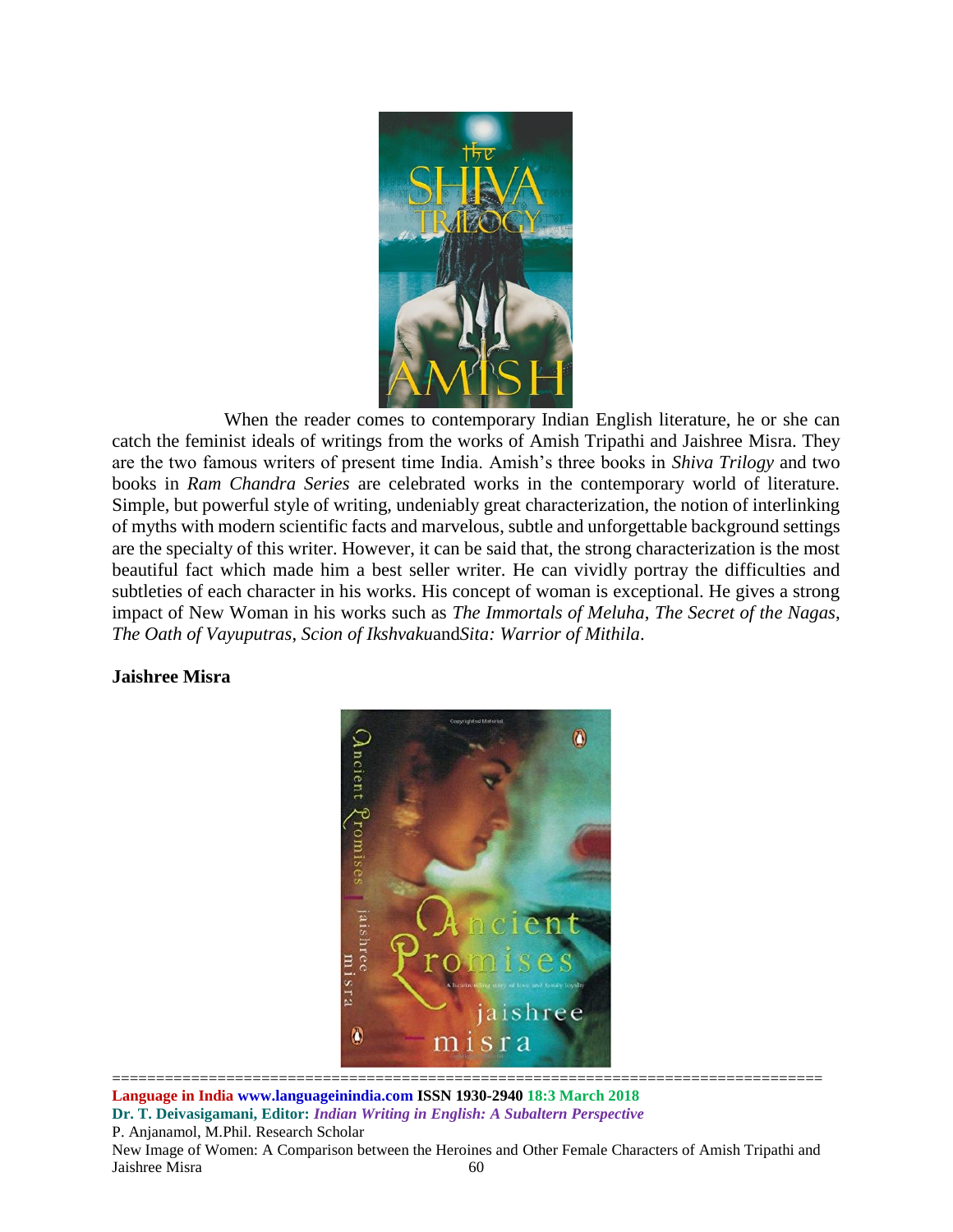When the reader comes to contemporary Indian English literature, he or she can catch the feminist ideals of writings from the works of Amish Tripathi and Jaishree Misra. They are the two famous writers of present time India. Amish's three books in *Shiva Trilogy* and two books in *Ram Chandra Series* are celebrated works in the contemporary world of literature. Simple, but powerful style of writing, undeniably great characterization, the notion of interlinking of myths with modern scientific facts and marvelous, subtle and unforgettable background settings are the specialty of this writer. However, it can be said that, the strong characterization is the most beautiful fact which made him a best seller writer. He can vividly portray the difficulties and subtleties of each character in his works. His concept of woman is exceptional. He gives a strong impact of New Woman in his works such as *The Immortals of Meluha*, *The Secret of the Nagas*, *The Oath of Vayuputras*, *Scion of Ikshvaku*and*Sita: Warrior of Mithila*.

**Jaishree Misra**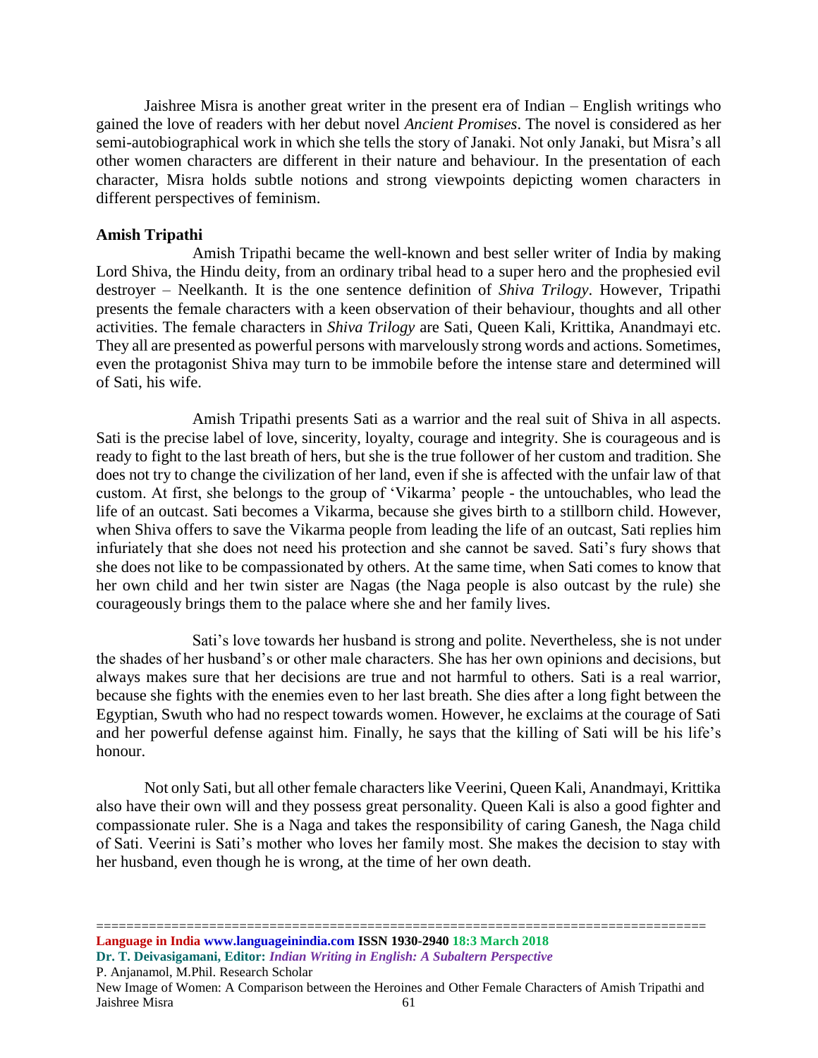Jaishree Misra is another great writer in the present era of Indian – English writings who gained the love of readers with her debut novel *Ancient Promises*. The novel is considered as her semi-autobiographical work in which she tells the story of Janaki. Not only Janaki, but Misra's all other women characters are different in their nature and behaviour. In the presentation of each character, Misra holds subtle notions and strong viewpoints depicting women characters in different perspectives of feminism.

**Amish Tripathi**

Amish Tripathi became the well-known and best seller writer of India by making Lord Shiva, the Hindu deity, from an ordinary tribal head to a super hero and the prophesied evil destroyer – Neelkanth. It is the one sentence definition of *Shiva Trilogy*. However, Tripathi presents the female characters with a keen observation of their behaviour, thoughts and all other activities. The female characters in *Shiva Trilogy* are Sati, Queen Kali, Krittika, Anandmayi etc. They all are presented as powerful persons with marvelously strong words and actions. Sometimes, even the protagonist Shiva may turn to be immobile before the intense stare and determined will of Sati, his wife.

Amish Tripathi presents Sati as a warrior and the real suit of Shiva in all aspects. Sati is the precise label of love, sincerity, loyalty, courage and integrity. She is courageous and is ready to fight to the last breath of hers, but she is the true follower of her custom and tradition. She does not try to change the civilization of her land, even if she is affected with the unfair law of that custom. At first, she belongs to the group of 'Vikarma' people - the untouchables, who lead the life of an outcast. Sati becomes a Vikarma, because she gives birth to a stillborn child. However, when Shiva offers to save the Vikarma people from leading the life of an outcast, Sati replies him infuriately that she does not need his protection and she cannot be saved. Sati's fury shows that she does not like to be compassionated by others. At the same time, when Sati comes to know that her own child and her twin sister are Nagas (the Naga people is also outcast by the rule) she courageously brings them to the palace where she and her family lives.

Sati's love towards her husband is strong and polite. Nevertheless, she is not under the shades of her husband's or other male characters. She has her own opinions and decisions, but always makes sure that her decisions are true and not harmful to others. Sati is a real warrior, because she fights with the enemies even to her last breath. She dies after a long fight between the Egyptian, Swuth who had no respect towards women. However, he exclaims at the courage of Sati and her powerful defense against him. Finally, he says that the killing of Sati will be his life's honour.

Not only Sati, but all other female characters like Veerini, Queen Kali, Anandmayi, Krittika also have their own will and they possess great personality. Queen Kali is also a good fighter and compassionate ruler. She is a Naga and takes the responsibility of caring Ganesh, the Naga child of Sati. Veerini is Sati's mother who loves her family most. She makes the decision to stay with her husband, even though he is wrong, at the time of her own death.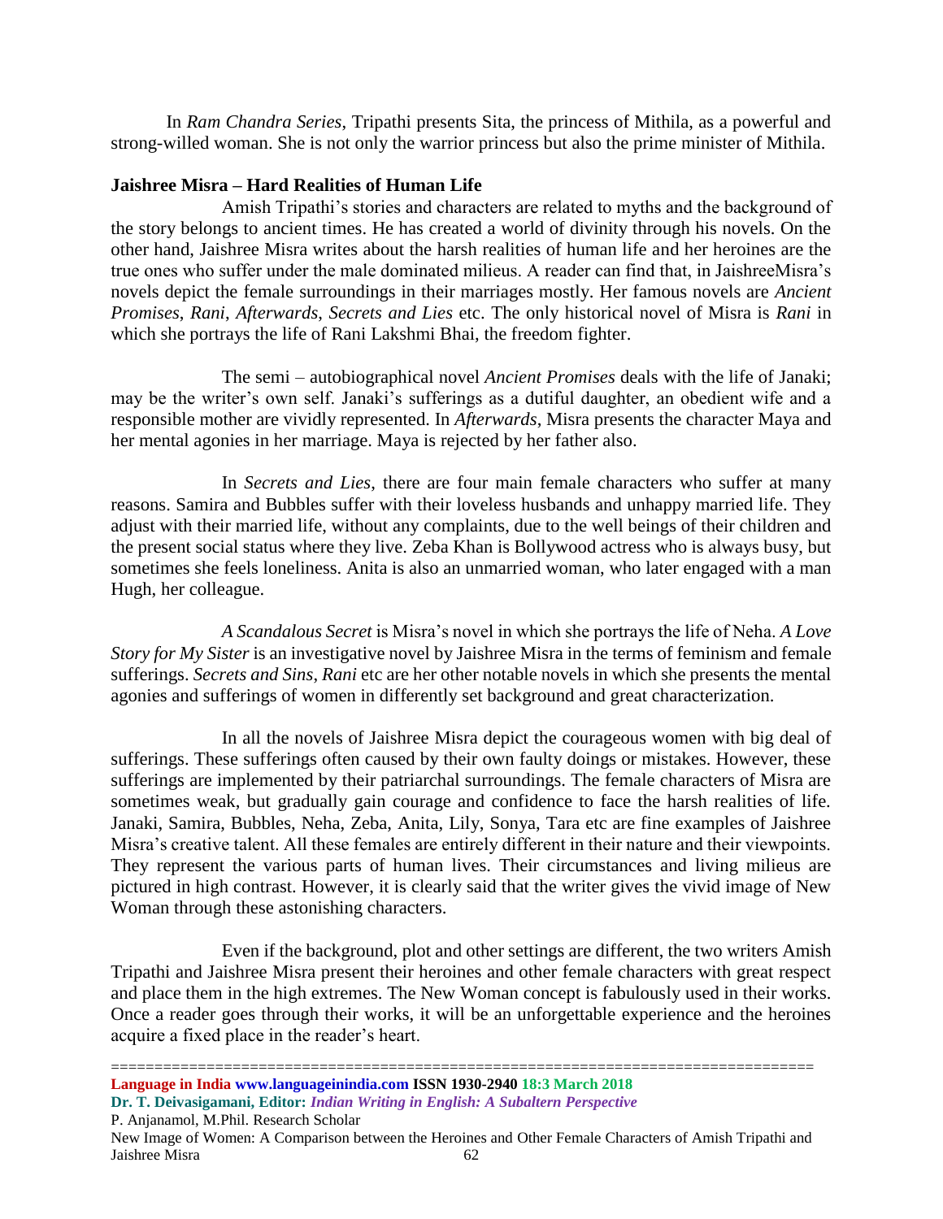In *Ram Chandra Series*, Tripathi presents Sita, the princess of Mithila, as a powerful and strong-willed woman. She is not only the warrior princess but also the prime minister of Mithila.

**Jaishree Misra – Hard Realities of Human Life**

Amish Tripathi's stories and characters are related to myths and the background of the story belongs to ancient times. He has created a world of divinity through his novels. On the other hand, Jaishree Misra writes about the harsh realities of human life and her heroines are the true ones who suffer under the male dominated milieus. A reader can find that, in JaishreeMisra's novels depict the female surroundings in their marriages mostly. Her famous novels are *Ancient Promises*, *Rani*, *Afterwards*, *Secrets and Lies* etc. The only historical novel of Misra is *Rani* in which she portrays the life of Rani Lakshmi Bhai, the freedom fighter.

The semi – autobiographical novel *Ancient Promises* deals with the life of Janaki; may be the writer's own self. Janaki's sufferings as a dutiful daughter, an obedient wife and a responsible mother are vividly represented. In *Afterwards*, Misra presents the character Maya and her mental agonies in her marriage. Maya is rejected by her father also.

In *Secrets and Lies*, there are four main female characters who suffer at many reasons. Samira and Bubbles suffer with their loveless husbands and unhappy married life. They adjust with their married life, without any complaints, due to the well beings of their children and the present social status where they live. Zeba Khan is Bollywood actress who is always busy, but sometimes she feels loneliness. Anita is also an unmarried woman, who later engaged with a man Hugh, her colleague.

*A Scandalous Secret* is Misra's novel in which she portrays the life of Neha. *A Love Story for My Sister* is an investigative novel by Jaishree Misra in the terms of feminism and female sufferings. *Secrets and Sins*, *Rani* etc are her other notable novels in which she presents the mental agonies and sufferings of women in differently set background and great characterization.

In all the novels of Jaishree Misra depict the courageous women with big deal of sufferings. These sufferings often caused by their own faulty doings or mistakes. However, these sufferings are implemented by their patriarchal surroundings. The female characters of Misra are sometimes weak, but gradually gain courage and confidence to face the harsh realities of life. Janaki, Samira, Bubbles, Neha, Zeba, Anita, Lily, Sonya, Tara etc are fine examples of Jaishree Misra's creative talent. All these females are entirely different in their nature and their viewpoints. They represent the various parts of human lives. Their circumstances and living milieus are pictured in high contrast. However, it is clearly said that the writer gives the vivid image of New Woman through these astonishing characters.

Even if the background, plot and other settings are different, the two writers Amish Tripathi and Jaishree Misra present their heroines and other female characters with great respect and place them in the high extremes. The New Woman concept is fabulously used in their works. Once a reader goes through their works, it will be an unforgettable experience and the heroines acquire a fixed place in the reader's heart.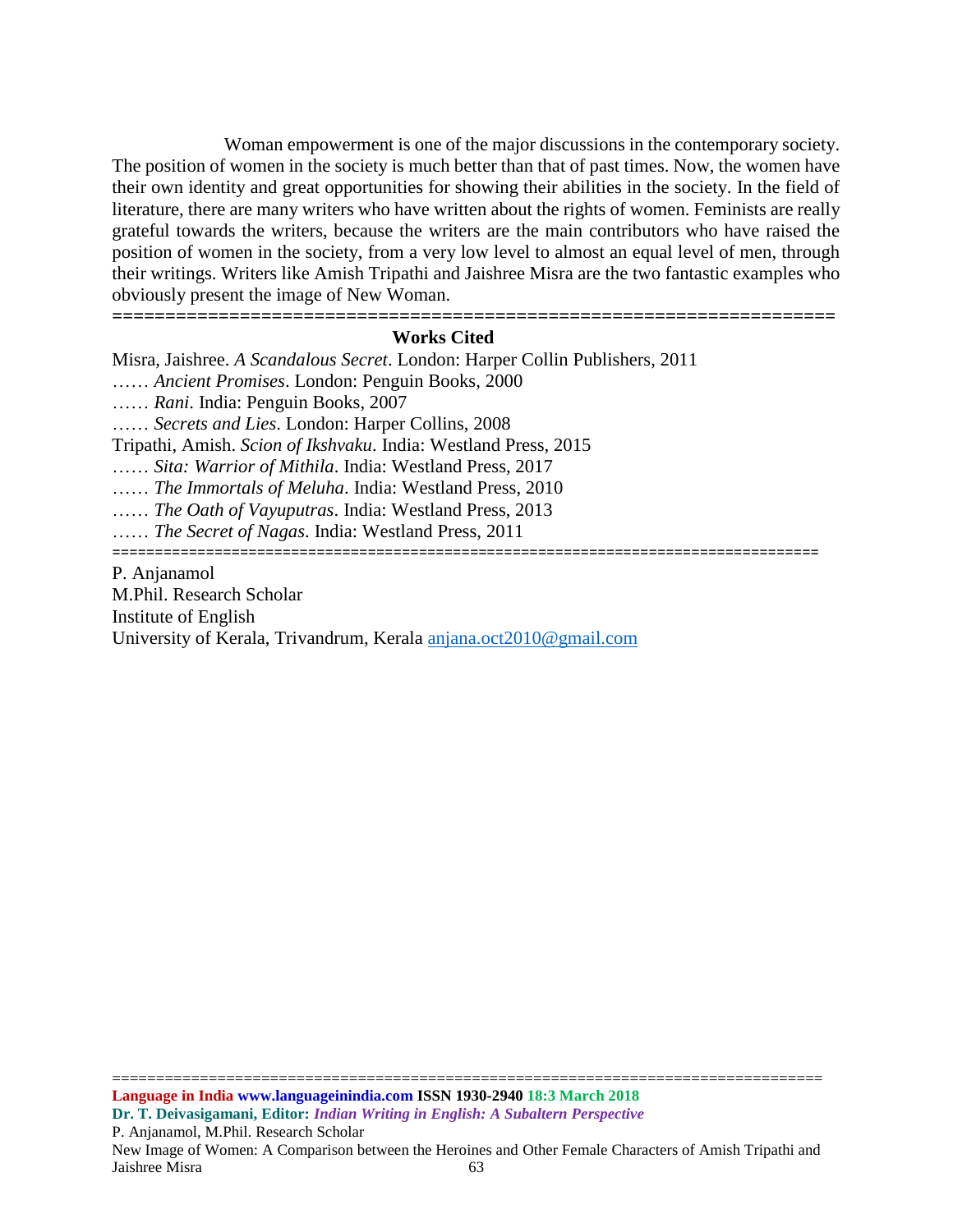Woman empowerment is one of the major discussions in the contemporary society. The position of women in the society is much better than that of past times. Now, the women have their own identity and great opportunities for showing their abilities in the society. In the field of literature, there are many writers who have written about the rights of women. Feminists are really grateful towards the writers, because the writers are the main contributors who have raised the position of women in the society, from a very low level to almost an equal level of men, through their writings. Writers like Amish Tripathi and Jaishree Misra are the two fantastic examples who obviously present the image of New Woman.

==================================================================

## Works Cited

Misra, Jaishree. *A Scandalous Secret*. London: Harper Collin Publishers, 2011

…… *Ancient Promises*. London: Penguin Books, 2000

…… *Rani*. India: Penguin Books, 2007

…… *Secrets and Lies*. London: Harper Collins, 2008

Tripathi, Amish. *Scion of Ikshvaku*. India: Westland Press, 2015

…… *Sita: Warrior of Mithila*. India: Westland Press, 2017

…… *The Immortals of Meluha*. India: Westland Press, 2010

…… *The Oath of Vayuputras*. India: Westland Press, 2013

…… *The Secret of Nagas*. India: Westland Press, 2011

==================================================================

P. Anjanamol
M.Phil. Research Scholar
Institute of English
University of Kerala, Trivandrum, Kerala anjana.oct2010@gmail.com